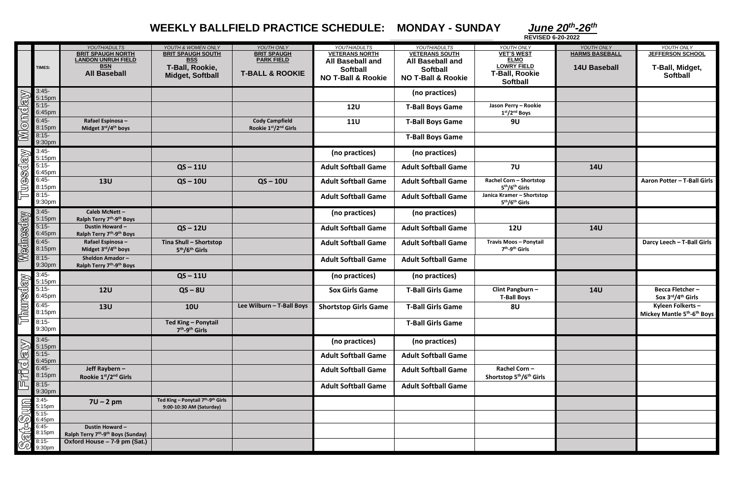# WEEKLY BALLFIELD PRACTICE SCHEDULE: MONDAY - SUNDAY *June 20th-26th*

**REVISED 6-20-2022**

| Day | TIMES: | *YOUTH/ADULTS* BRIT SPAUGH NORTH LANDON UNRUH FIELD BSN **All Baseball** | *YOUTH & WOMEN ONLY* BRIT SPAUGH SOUTH BSS **T-Ball, Rookie, Midget, Softball** | *YOUTH ONLY* BRIT SPAUGH PARK FIELD **T-BALL & ROOKIE** | *YOUTH/ADULTS* VETERANS NORTH **All Baseball and Softball NO T-Ball & Rookie** | *YOUTH/ADULTS* VETERANS SOUTH **All Baseball and Softball NO T-Ball & Rookie** | *YOUTH ONLY* VET'S WEST ELMO LOWRY FIELD **T-Ball, Rookie Softball** | *YOUTH ONLY* HARMS BASEBALL **14U Baseball** | *YOUTH ONLY* JEFFERSON SCHOOL **T-Ball, Midget, Softball** |
|---|---|---|---|---|---|---|---|---|---|
| Monday | 3:45-5:15pm | | | | | (no practices) | | | |
| | 5:15-6:45pm | | | | 12U | T-Ball Boys Game | Jason Perry – Rookie 1st/2nd Boys | | |
| | 6:45-8:15pm | Rafael Espinosa – Midget 3rd/4th boys | | Cody Campfield Rookie 1st/2nd Girls | 11U | T-Ball Boys Game | 9U | | |
| | 8:15-9:30pm | | | | | T-Ball Boys Game | | | |
| Tuesday | 3:45-5:15pm | | | | (no practices) | (no practices) | | | |
| | 5:15-6:45pm | | QS – 11U | | Adult Softball Game | Adult Softball Game | 7U | 14U | |
| | 6:45-8:15pm | 13U | QS – 10U | QS – 10U | Adult Softball Game | Adult Softball Game | Rachel Corn – Shortstop 5th/6th Girls | | Aaron Potter – T-Ball Girls |
| | 8:15-9:30pm | | | | Adult Softball Game | Adult Softball Game | Janica Kramer – Shortstop 5th/6th Girls | | |
| Wednesday | 3:45-5:15pm | Caleb McNett – Ralph Terry 7th-9th Boys | | | (no practices) | (no practices) | | | |
| | 5:15-6:45pm | Dustin Howard – Ralph Terry 7th-9th Boys | QS – 12U | | Adult Softball Game | Adult Softball Game | 12U | 14U | |
| | 6:45-8:15pm | Rafael Espinosa – Midget 3rd/4th boys | Tina Shull – Shortstop 5th/6th Girls | | Adult Softball Game | Adult Softball Game | Travis Moos – Ponytail 7th-9th Girls | | Darcy Leech – T-Ball Girls |
| | 8:15-9:30pm | Sheldon Amador – Ralph Terry 7th-9th Boys | | | Adult Softball Game | Adult Softball Game | | | |
| Thursday | 3:45-5:15pm | | QS – 11U | | (no practices) | (no practices) | | | |
| | 5:15-6:45pm | 12U | QS – 8U | | Sox Girls Game | T-Ball Girls Game | Clint Pangburn – T-Ball Boys | 14U | Becca Fletcher – Sox 3rd/4th Girls |
| | 6:45-8:15pm | 13U | 10U | Lee Wilburn – T-Ball Boys | Shortstop Girls Game | T-Ball Girls Game | 8U | | Kyleen Folkerts – Mickey Mantle 5th-6th Boys |
| | 8:15-9:30pm | | Ted King – Ponytail 7th-9th Girls | | | T-Ball Girls Game | | | |
| Friday | 3:45-5:15pm | | | | (no practices) | (no practices) | | | |
| | 5:15-6:45pm | | | | Adult Softball Game | Adult Softball Game | | | |
| | 6:45-8:15pm | Jeff Raybern – Rookie 1st/2nd Girls | | | Adult Softball Game | Adult Softball Game | Rachel Corn – Shortstop 5th/6th Girls | | |
| | 8:15-9:30pm | | | | Adult Softball Game | Adult Softball Game | | | |
| Sat-Sun | 3:45-5:15pm | 7U – 2 pm | Ted King – Ponytail 7th-9th Girls 9:00-10:30 AM (Saturday) | | | | | | |
| | 5:15-6:45pm | | | | | | | | |
| | 6:45-8:15pm | Dustin Howard – Ralph Terry 7th-9th Boys (Sunday) | | | | | | | |
| | 8:15-9:30pm | Oxford House – 7-9 pm (Sat.) | | | | | | | |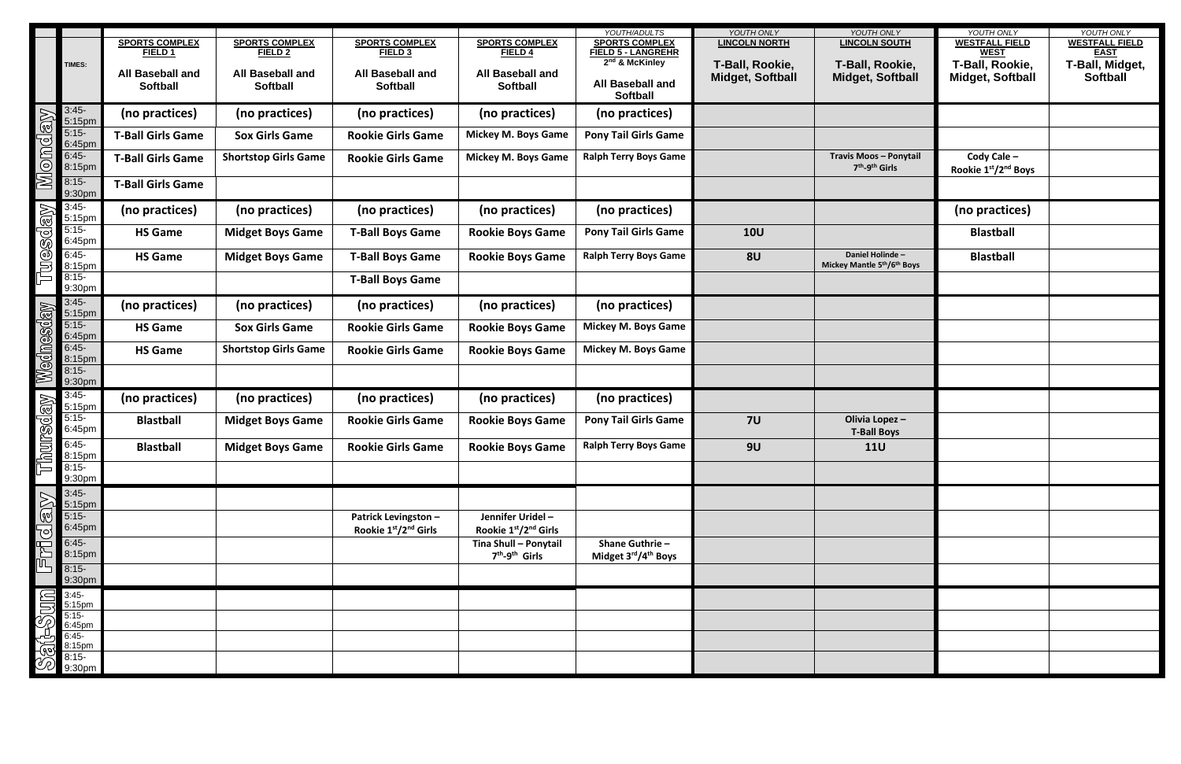| | TIMES: | SPORTS COMPLEX FIELD 1 All Baseball and Softball | SPORTS COMPLEX FIELD 2 All Baseball and Softball | SPORTS COMPLEX FIELD 3 All Baseball and Softball | SPORTS COMPLEX FIELD 4 All Baseball and Softball | YOUTH/ADULTS SPORTS COMPLEX FIELD 5 - LANGREHR 2nd & McKinley All Baseball and Softball | YOUTH ONLY LINCOLN NORTH T-Ball, Rookie, Midget, Softball | YOUTH ONLY LINCOLN SOUTH T-Ball, Rookie, Midget, Softball | YOUTH ONLY WESTFALL FIELD WEST T-Ball, Rookie, Midget, Softball | YOUTH ONLY WESTFALL FIELD EAST T-Ball, Midget, Softball |
|---|---|---|---|---|---|---|---|---|---|---|
| Monday | 3:45-5:15pm | (no practices) | (no practices) | (no practices) | (no practices) | (no practices) | | | | |
| | 5:15-6:45pm | T-Ball Girls Game | Sox Girls Game | Rookie Girls Game | Mickey M. Boys Game | Pony Tail Girls Game | | | | |
| | 6:45-8:15pm | T-Ball Girls Game | Shortstop Girls Game | Rookie Girls Game | Mickey M. Boys Game | Ralph Terry Boys Game | | Travis Moos – Ponytail 7th-9th Girls | Cody Cale – Rookie 1st/2nd Boys | |
| | 8:15-9:30pm | T-Ball Girls Game | | | | | | | | |
| Tuesday | 3:45-5:15pm | (no practices) | (no practices) | (no practices) | (no practices) | (no practices) | | | (no practices) | |
| | 5:15-6:45pm | HS Game | Midget Boys Game | T-Ball Boys Game | Rookie Boys Game | Pony Tail Girls Game | 10U | | Blastball | |
| | 6:45-8:15pm | HS Game | Midget Boys Game | T-Ball Boys Game | Rookie Boys Game | Ralph Terry Boys Game | 8U | Daniel Holinde – Mickey Mantle 5th/6th Boys | Blastball | |
| | 8:15-9:30pm | | | T-Ball Boys Game | | | | | | |
| Wednesday | 3:45-5:15pm | (no practices) | (no practices) | (no practices) | (no practices) | (no practices) | | | | |
| | 5:15-6:45pm | HS Game | Sox Girls Game | Rookie Girls Game | Rookie Boys Game | Mickey M. Boys Game | | | | |
| | 6:45-8:15pm | HS Game | Shortstop Girls Game | Rookie Girls Game | Rookie Boys Game | Mickey M. Boys Game | | | | |
| | 8:15-9:30pm | | | | | | | | | |
| Thursday | 3:45-5:15pm | (no practices) | (no practices) | (no practices) | (no practices) | (no practices) | | | | |
| | 5:15-6:45pm | Blastball | Midget Boys Game | Rookie Girls Game | Rookie Boys Game | Pony Tail Girls Game | 7U | Olivia Lopez – T-Ball Boys | | |
| | 6:45-8:15pm | Blastball | Midget Boys Game | Rookie Girls Game | Rookie Boys Game | Ralph Terry Boys Game | 9U | 11U | | |
| | 8:15-9:30pm | | | | | | | | | |
| Friday | 3:45-5:15pm | | | | | | | | | |
| | 5:15-6:45pm | | | Patrick Levingston – Rookie 1st/2nd Girls | Jennifer Uridel – Rookie 1st/2nd Girls | | | | | |
| | 6:45-8:15pm | | | | Tina Shull – Ponytail 7th-9th Girls | Shane Guthrie – Midget 3rd/4th Boys | | | | |
| | 8:15-9:30pm | | | | | | | | | |
| Sat-Sun | 3:45-5:15pm | | | | | | | | | |
| | 5:15-6:45pm | | | | | | | | | |
| | 6:45-8:15pm | | | | | | | | | |
| | 8:15-9:30pm | | | | | | | | | |